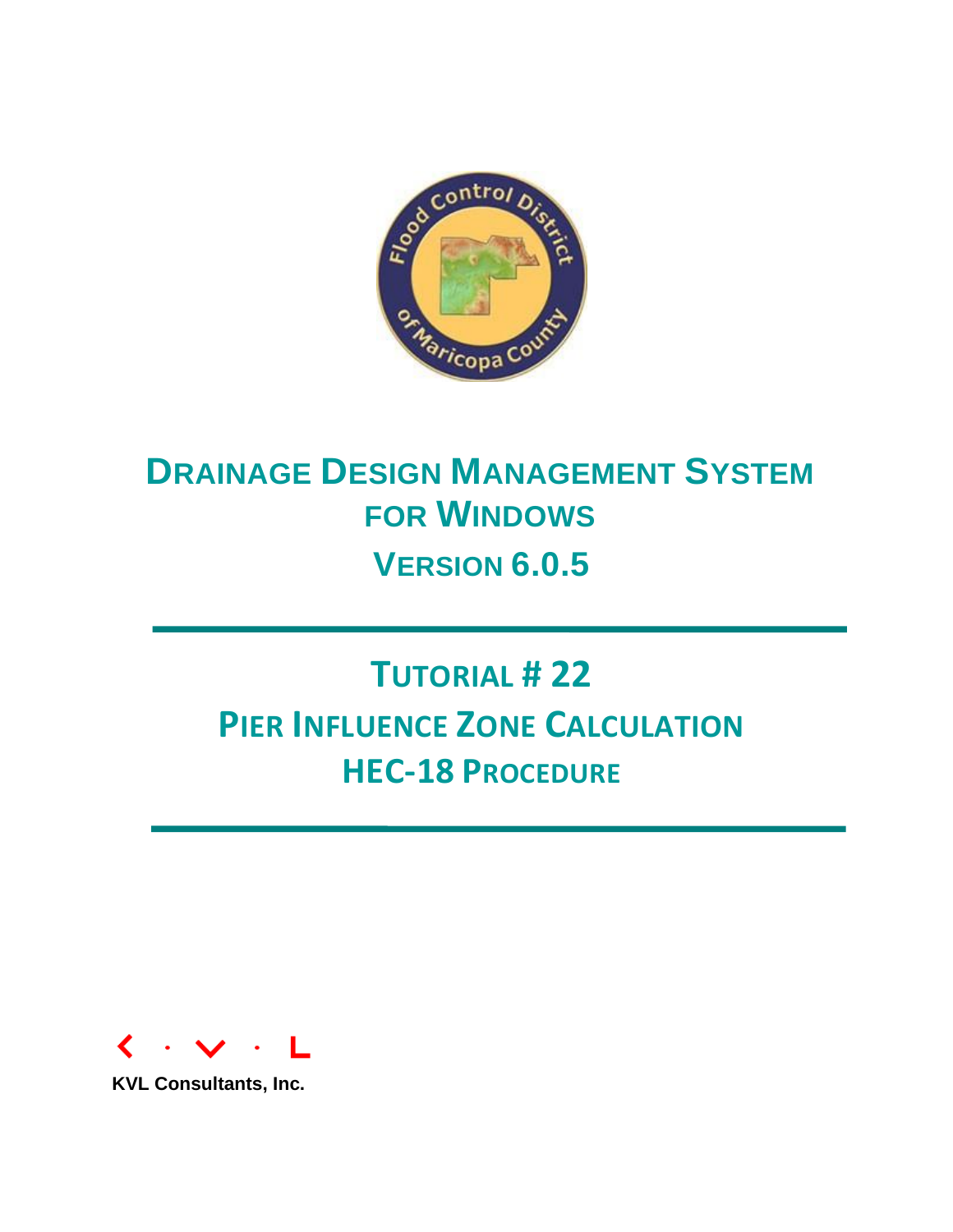# DRAINAGE DESIGN MANAGEMENT SYSTEM FOR WINDOWS

## VERSION 6.0.5

# TUTORIAL # 22

## PIER INFLUENCE ZONE CALCULATION

## HEC-18 PROCEDURE

KVL Consultants, Inc.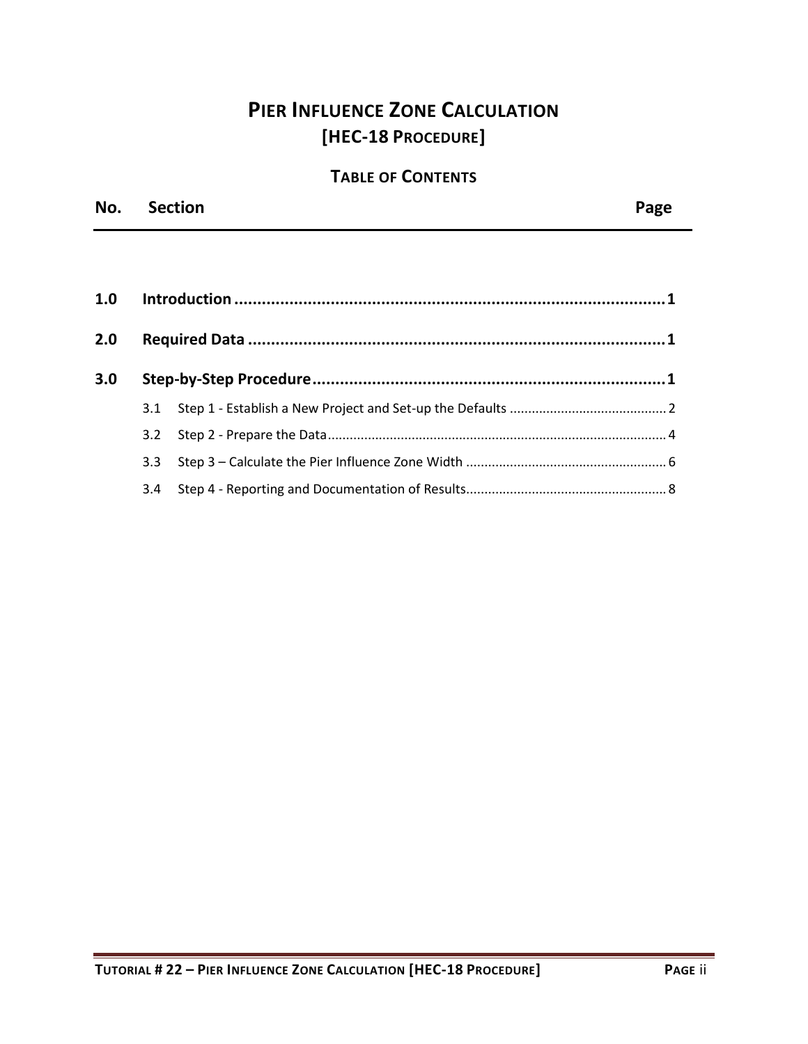# PIER INFLUENCE ZONE CALCULATION
## [HEC-18 PROCEDURE]

### TABLE OF CONTENTS

| No. | Section | Page |
|---|---|---|
| **1.0** | **Introduction** | **1** |
| **2.0** | **Required Data** | **1** |
| **3.0** | **Step-by-Step Procedure** | **1** |
| 3.1 | Step 1 - Establish a New Project and Set-up the Defaults | 2 |
| 3.2 | Step 2 - Prepare the Data | 4 |
| 3.3 | Step 3 – Calculate the Pier Influence Zone Width | 6 |
| 3.4 | Step 4 - Reporting and Documentation of Results | 8 |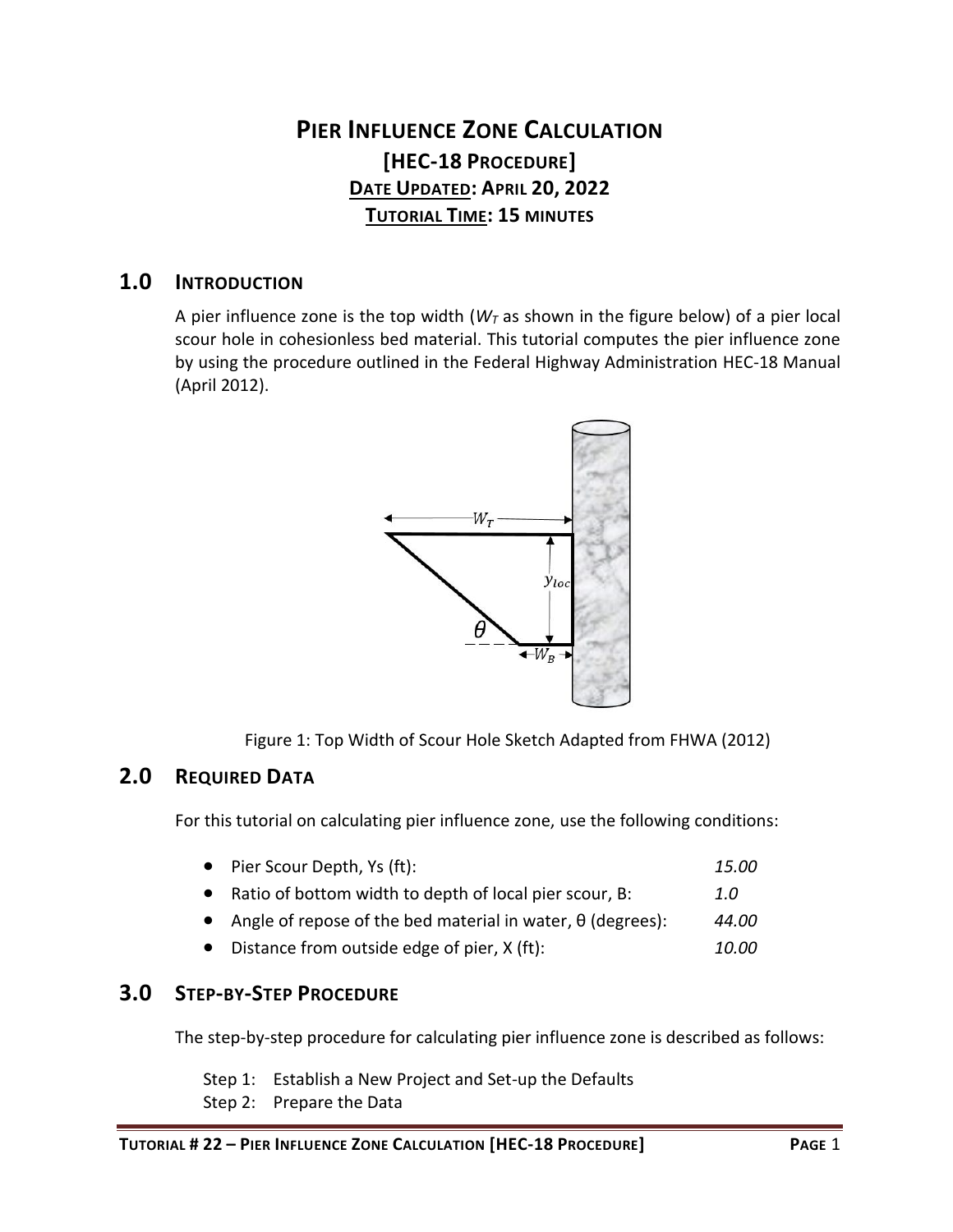# PIER INFLUENCE ZONE CALCULATION

## [HEC-18 PROCEDURE]

**DATE UPDATED: APRIL 20, 2022**

**TUTORIAL TIME: 15 MINUTES**

## 1.0 INTRODUCTION

A pier influence zone is the top width ($W_T$ as shown in the figure below) of a pier local scour hole in cohesionless bed material. This tutorial computes the pier influence zone by using the procedure outlined in the Federal Highway Administration HEC-18 Manual (April 2012).

Figure 1: Top Width of Scour Hole Sketch Adapted from FHWA (2012)

## 2.0 REQUIRED DATA

For this tutorial on calculating pier influence zone, use the following conditions:

| | |
|---|---|
| Pier Scour Depth, Ys (ft): | *15.00* |
| Ratio of bottom width to depth of local pier scour, B: | *1.0* |
| Angle of repose of the bed material in water, θ (degrees): | *44.00* |
| Distance from outside edge of pier, X (ft): | *10.00* |

## 3.0 STEP-BY-STEP PROCEDURE

The step-by-step procedure for calculating pier influence zone is described as follows:

Step 1: Establish a New Project and Set-up the Defaults
Step 2: Prepare the Data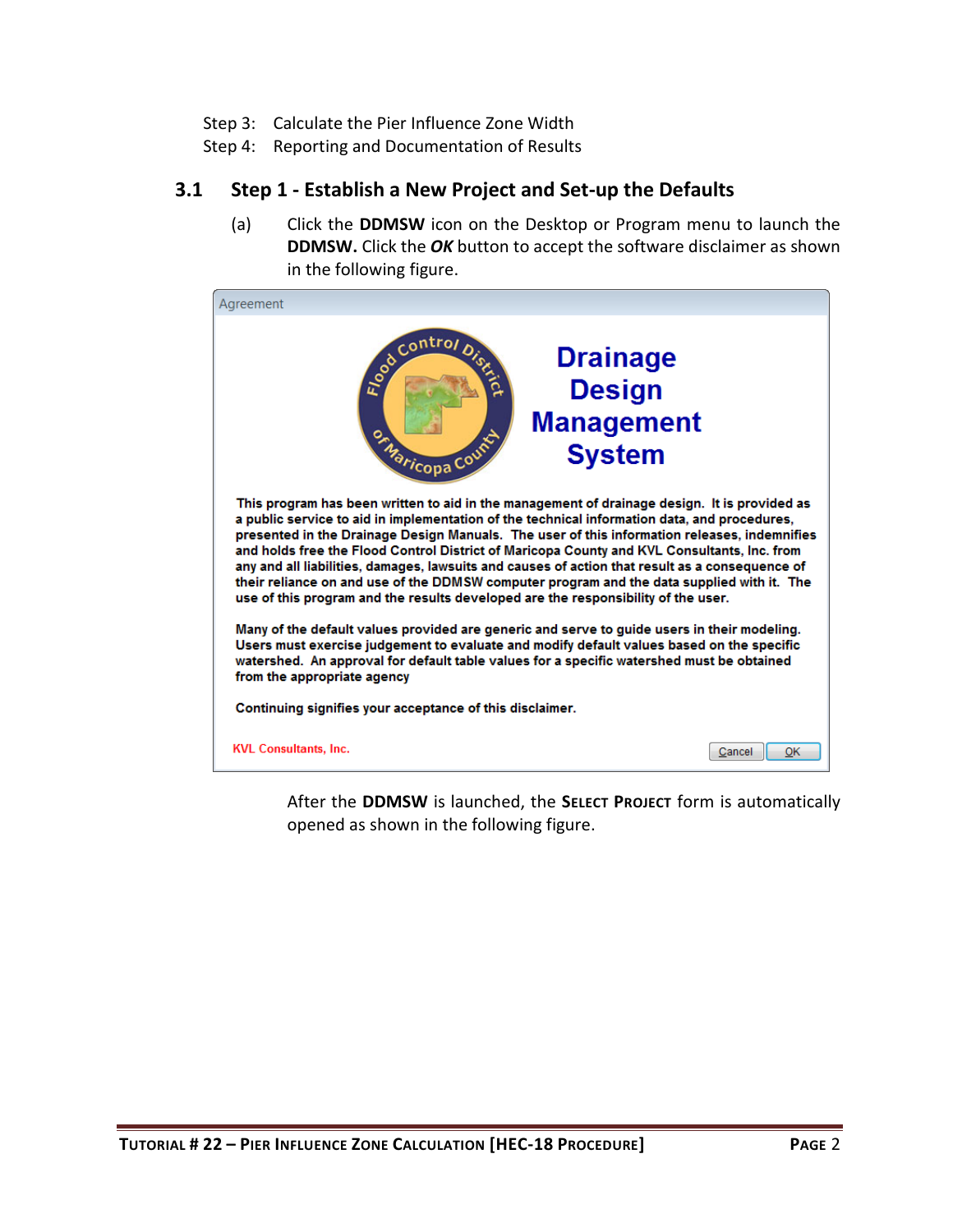Step 3: Calculate the Pier Influence Zone Width

Step 4: Reporting and Documentation of Results

## 3.1 Step 1 - Establish a New Project and Set-up the Defaults

(a) Click the **DDMSW** icon on the Desktop or Program menu to launch the **DDMSW.** Click the ***OK*** button to accept the software disclaimer as shown in the following figure.

After the **DDMSW** is launched, the **SELECT PROJECT** form is automatically opened as shown in the following figure.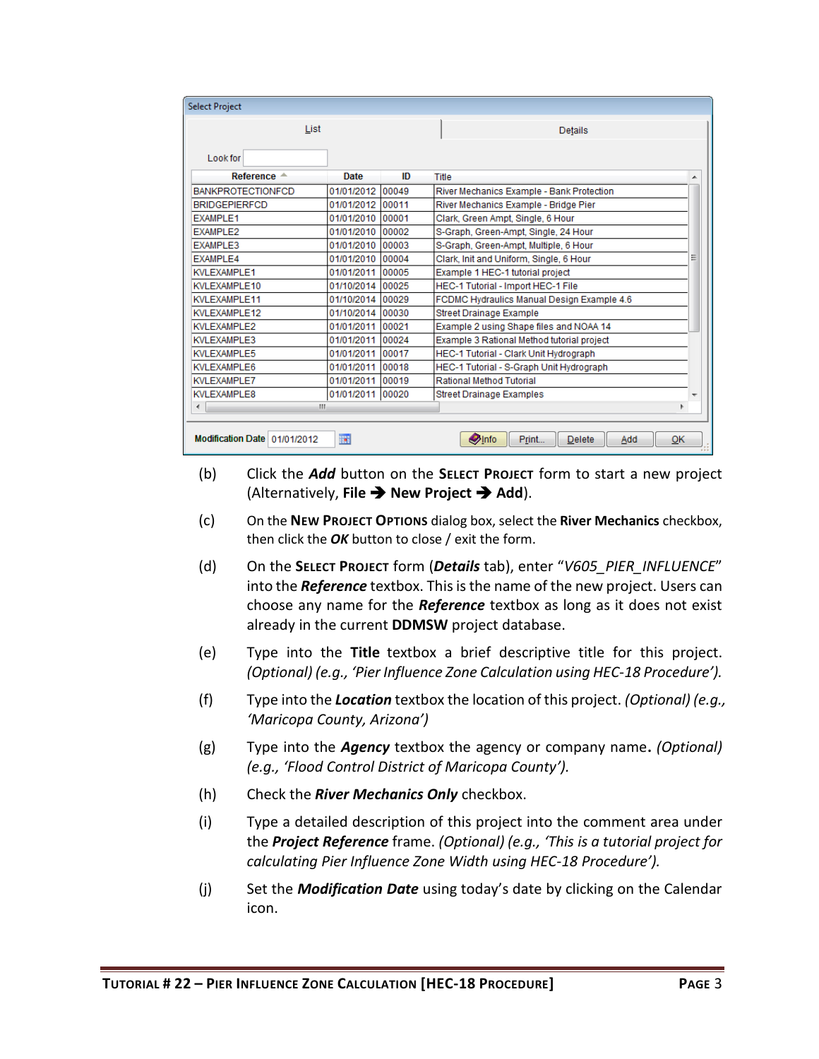Select Project

List | Details

Look for

| Reference | Date | ID | Title |
|---|---|---|---|
| BANKPROTECTIONFCD | 01/01/2012 | 00049 | River Mechanics Example - Bank Protection |
| BRIDGEPIERFCD | 01/01/2012 | 00011 | River Mechanics Example - Bridge Pier |
| EXAMPLE1 | 01/01/2010 | 00001 | Clark, Green Ampt, Single, 6 Hour |
| EXAMPLE2 | 01/01/2010 | 00002 | S-Graph, Green-Ampt, Single, 24 Hour |
| EXAMPLE3 | 01/01/2010 | 00003 | S-Graph, Green-Ampt, Multiple, 6 Hour |
| EXAMPLE4 | 01/01/2010 | 00004 | Clark, Init and Uniform, Single, 6 Hour |
| KVLEXAMPLE1 | 01/01/2011 | 00005 | Example 1 HEC-1 tutorial project |
| KVLEXAMPLE10 | 01/10/2014 | 00025 | HEC-1 Tutorial - Import HEC-1 File |
| KVLEXAMPLE11 | 01/10/2014 | 00029 | FCDMC Hydraulics Manual Design Example 4.6 |
| KVLEXAMPLE12 | 01/10/2014 | 00030 | Street Drainage Example |
| KVLEXAMPLE2 | 01/01/2011 | 00021 | Example 2 using Shape files and NOAA 14 |
| KVLEXAMPLE3 | 01/01/2011 | 00024 | Example 3 Rational Method tutorial project |
| KVLEXAMPLE5 | 01/01/2011 | 00017 | HEC-1 Tutorial - Clark Unit Hydrograph |
| KVLEXAMPLE6 | 01/01/2011 | 00018 | HEC-1 Tutorial - S-Graph Unit Hydrograph |
| KVLEXAMPLE7 | 01/01/2011 | 00019 | Rational Method Tutorial |
| KVLEXAMPLE8 | 01/01/2011 | 00020 | Street Drainage Examples |

Modification Date 01/01/2012 | Info | Print... | Delete | Add | OK

(b) Click the ***Add*** button on the **Select Project** form to start a new project (Alternatively, **File ➔ New Project ➔ Add**).

(c) On the **New Project Options** dialog box, select the **River Mechanics** checkbox, then click the ***OK*** button to close / exit the form.

(d) On the **Select Project** form (***Details*** tab), enter "*V605_PIER_INFLUENCE*" into the ***Reference*** textbox. This is the name of the new project. Users can choose any name for the ***Reference*** textbox as long as it does not exist already in the current **DDMSW** project database.

(e) Type into the **Title** textbox a brief descriptive title for this project. *(Optional) (e.g., 'Pier Influence Zone Calculation using HEC-18 Procedure').*

(f) Type into the ***Location*** textbox the location of this project. *(Optional) (e.g., 'Maricopa County, Arizona')*

(g) Type into the ***Agency*** textbox the agency or company name**.** *(Optional) (e.g., 'Flood Control District of Maricopa County').*

(h) Check the ***River Mechanics Only*** checkbox.

(i) Type a detailed description of this project into the comment area under the ***Project Reference*** frame. *(Optional) (e.g., 'This is a tutorial project for calculating Pier Influence Zone Width using HEC-18 Procedure').*

(j) Set the ***Modification Date*** using today's date by clicking on the Calendar icon.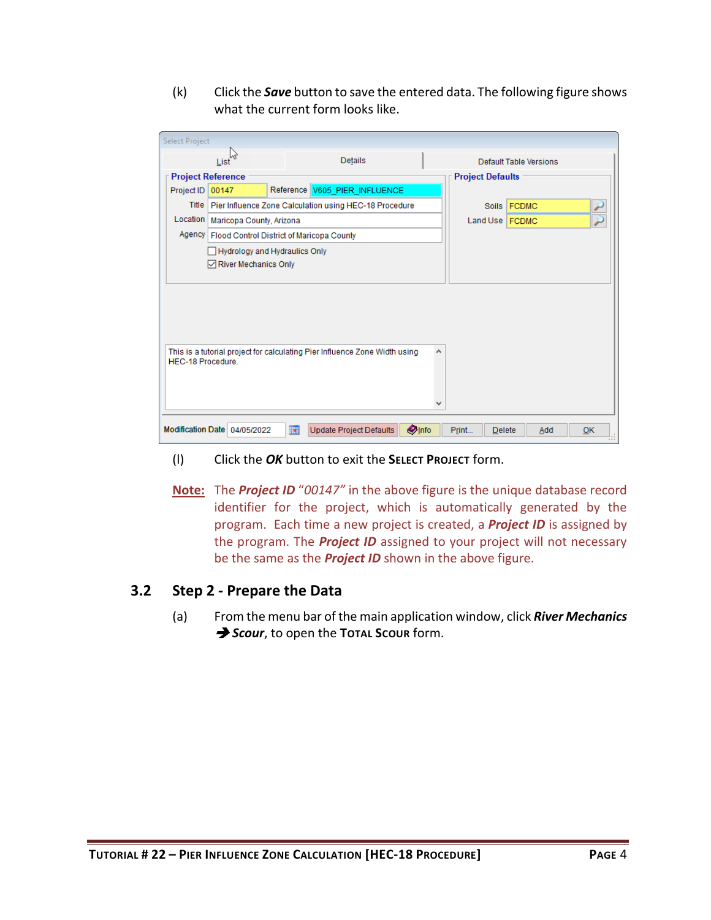(k) Click the ***Save*** button to save the entered data. The following figure shows what the current form looks like.

(l) Click the ***OK*** button to exit the **Select Project** form.

**Note:** The ***Project ID*** *"00147"* in the above figure is the unique database record identifier for the project, which is automatically generated by the program. Each time a new project is created, a ***Project ID*** is assigned by the program. The ***Project ID*** assigned to your project will not necessary be the same as the ***Project ID*** shown in the above figure.

## 3.2 Step 2 - Prepare the Data

(a) From the menu bar of the main application window, click ***River Mechanics*** ➔ ***Scour***, to open the **Total Scour** form.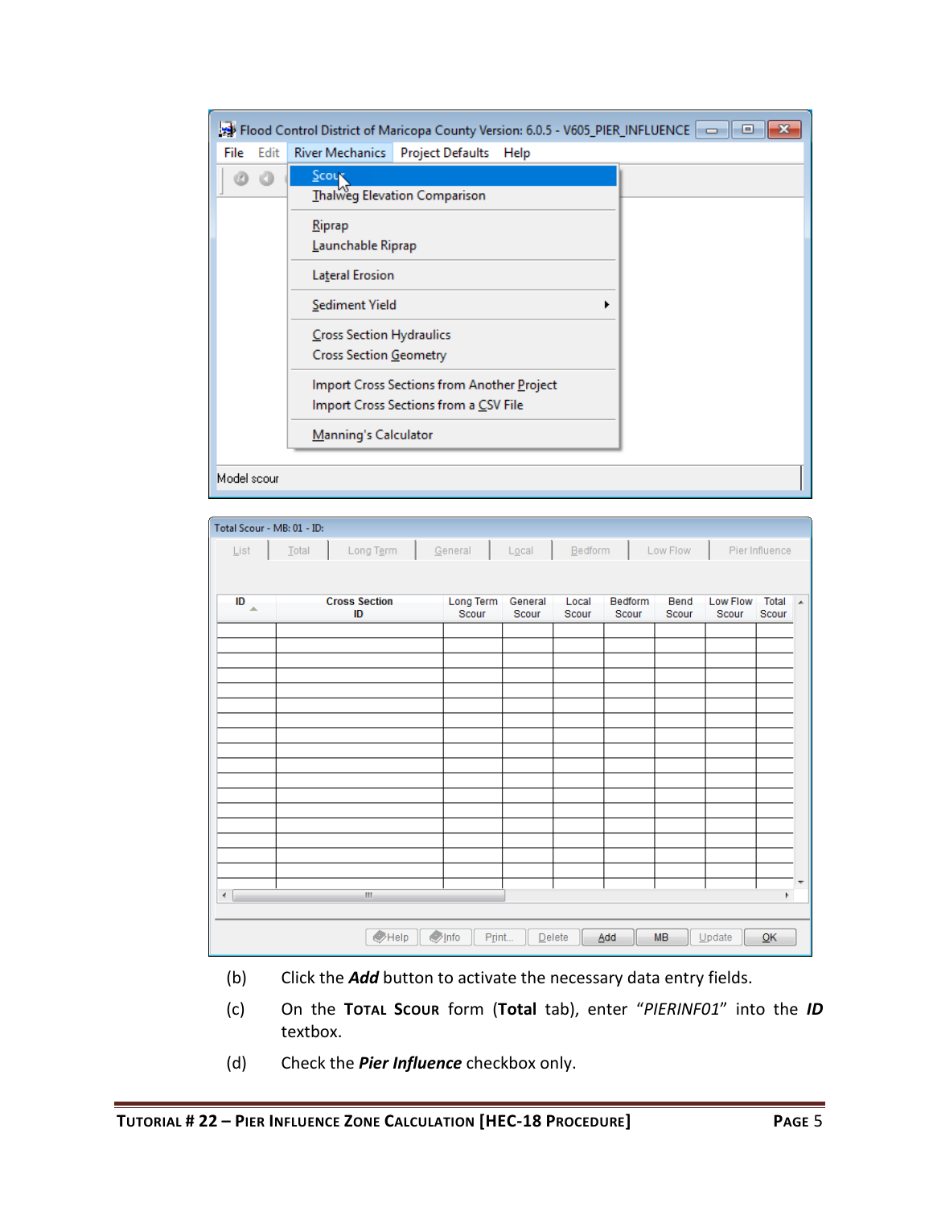(b) Click the ***Add*** button to activate the necessary data entry fields.

(c) On the **Total Scour** form (**Total** tab), enter "*PIERINF01*" into the ***ID*** textbox.

(d) Check the ***Pier Influence*** checkbox only.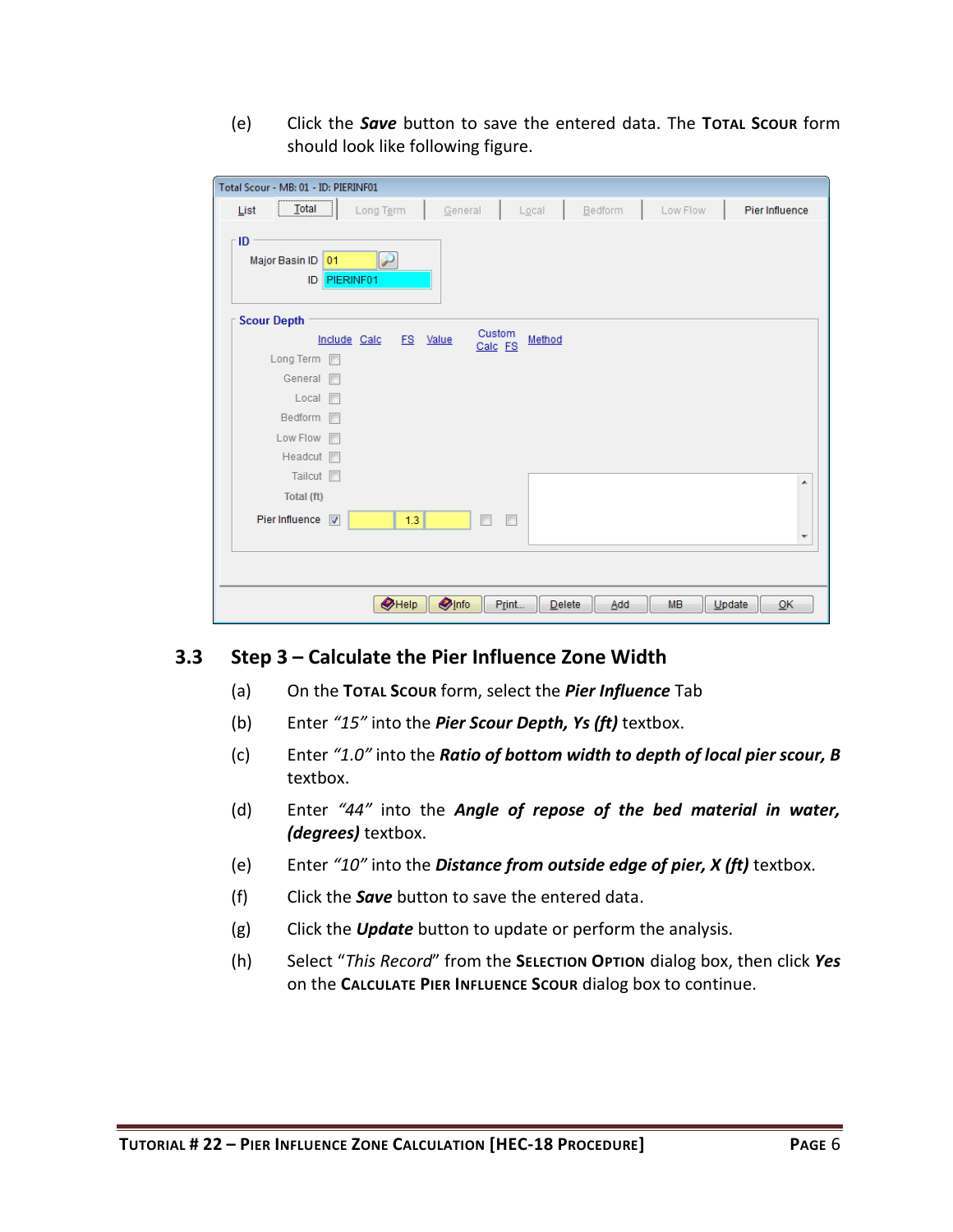(e) Click the ***Save*** button to save the entered data. The **TOTAL SCOUR** form should look like following figure.

## 3.3 Step 3 – Calculate the Pier Influence Zone Width

(a) On the **TOTAL SCOUR** form, select the ***Pier Influence*** Tab

(b) Enter *"15"* into the ***Pier Scour Depth, Ys (ft)*** textbox.

(c) Enter *"1.0"* into the ***Ratio of bottom width to depth of local pier scour, B*** textbox.

(d) Enter *"44"* into the ***Angle of repose of the bed material in water, (degrees)*** textbox.

(e) Enter *"10"* into the ***Distance from outside edge of pier, X (ft)*** textbox.

(f) Click the ***Save*** button to save the entered data.

(g) Click the ***Update*** button to update or perform the analysis.

(h) Select "*This Record*" from the **SELECTION OPTION** dialog box, then click ***Yes*** on the **CALCULATE PIER INFLUENCE SCOUR** dialog box to continue.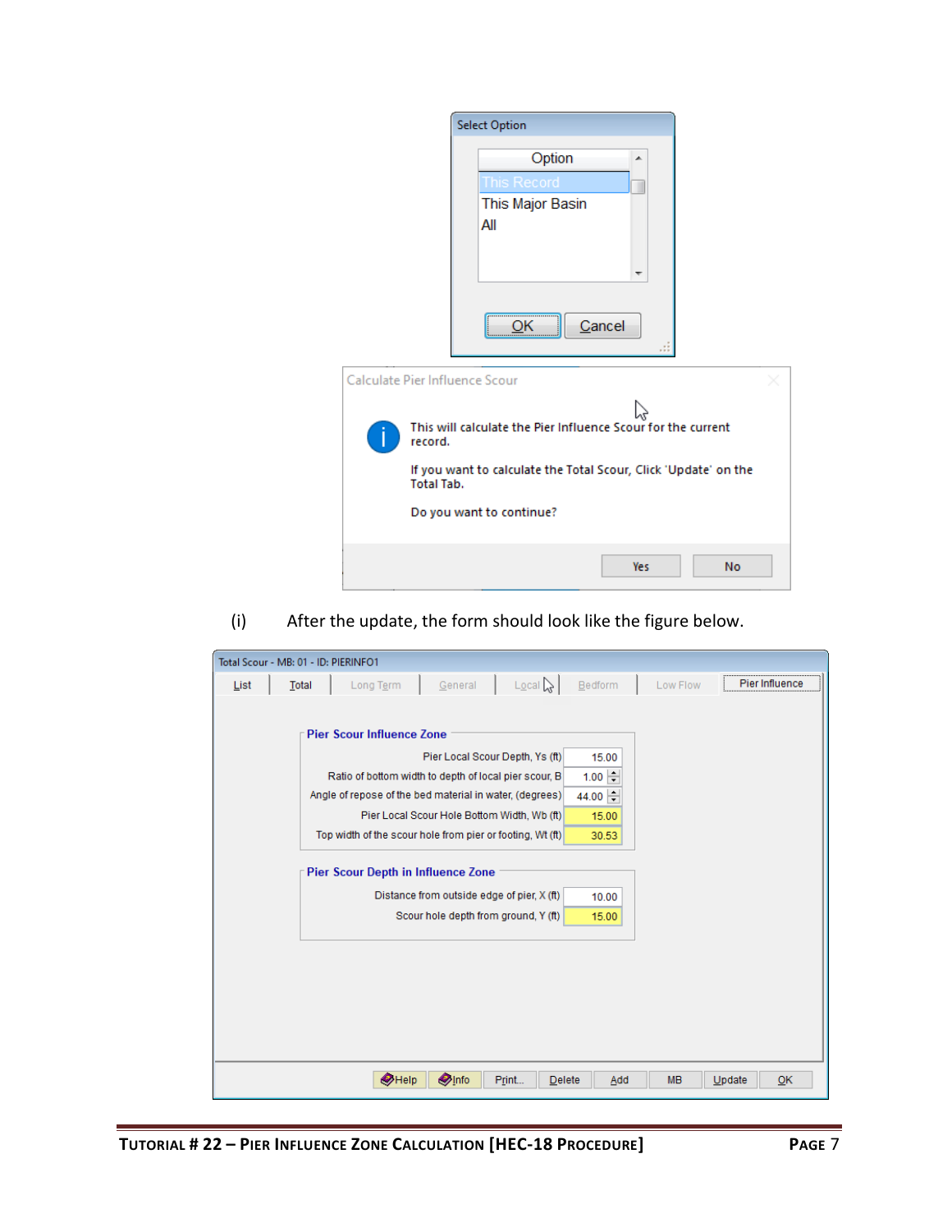Select Option

| Option |
| --- |
| This Record |
| This Major Basin |
| All |

OK Cancel

Calculate Pier Influence Scour

This will calculate the Pier Influence Scour for the current record.

If you want to calculate the Total Scour, Click 'Update' on the Total Tab.

Do you want to continue?

Yes No

(i) After the update, the form should look like the figure below.

Total Scour - MB: 01 - ID: PIERINFO1

List | Total | Long Term | General | Local | Bedform | Low Flow | Pier Influence

**Pier Scour Influence Zone**

| | |
| --- | --- |
| Pier Local Scour Depth, Ys (ft) | 15.00 |
| Ratio of bottom width to depth of local pier scour, B | 1.00 |
| Angle of repose of the bed material in water, (degrees) | 44.00 |
| Pier Local Scour Hole Bottom Width, Wb (ft) | 15.00 |
| Top width of the scour hole from pier or footing, Wt (ft) | 30.53 |

**Pier Scour Depth in Influence Zone**

| | |
| --- | --- |
| Distance from outside edge of pier, X (ft) | 10.00 |
| Scour hole depth from ground, Y (ft) | 15.00 |

Help | Info | Print... | Delete | Add | MB | Update | OK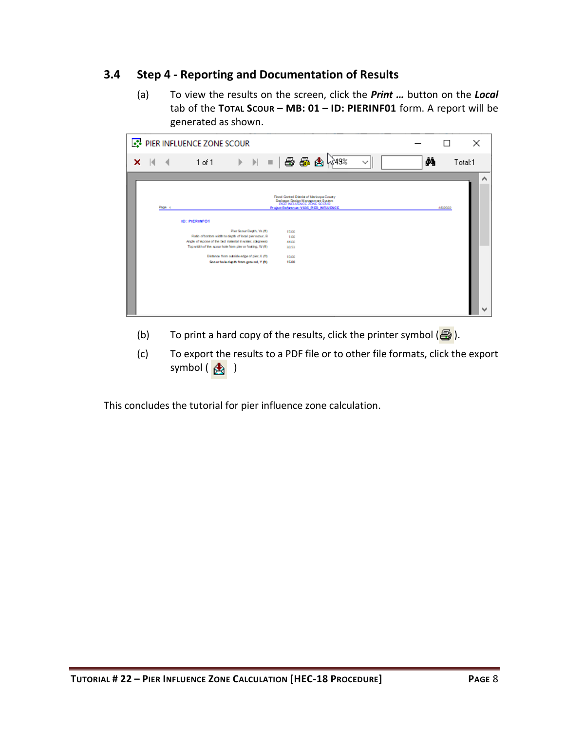## 3.4 Step 4 - Reporting and Documentation of Results

(a) To view the results on the screen, click the ***Print …*** button on the ***Local*** tab of the **Total Scour – MB: 01 – ID: PIERINF01** form. A report will be generated as shown.

(b) To print a hard copy of the results, click the printer symbol ( ).

(c) To export the results to a PDF file or to other file formats, click the export symbol ( )

This concludes the tutorial for pier influence zone calculation.